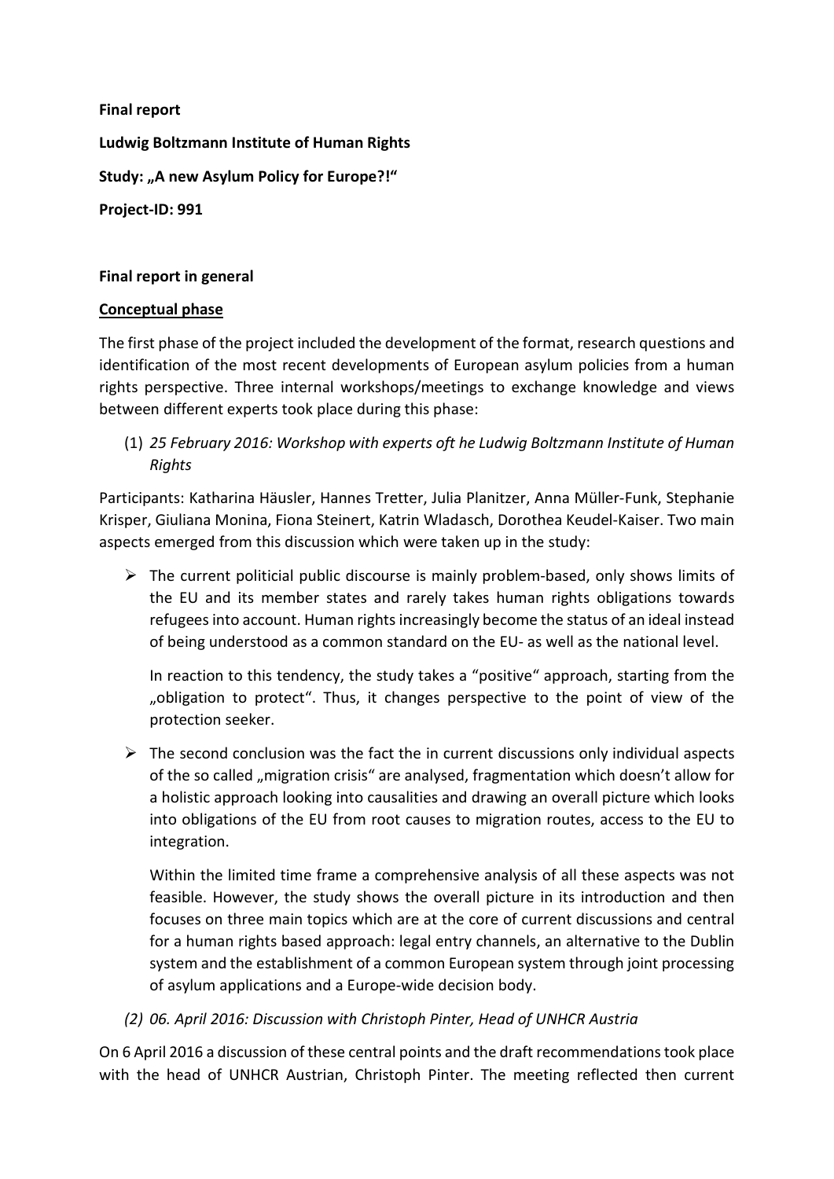**Final report**

**Ludwig Boltzmann Institute of Human Rights**

**Study: „A new Asylum Policy for Europe?!"**

**Project-ID: 991**

**Final report in general**

__Conceptual phase__

The first phase of the project included the development of the format, research questions and identification of the most recent developments of European asylum policies from a human rights perspective. Three internal workshops/meetings to exchange knowledge and views between different experts took place during this phase:

(1) *25 February 2016: Workshop with experts oft he Ludwig Boltzmann Institute of Human Rights*

Participants: Katharina Häusler, Hannes Tretter, Julia Planitzer, Anna Müller-Funk, Stephanie Krisper, Giuliana Monina, Fiona Steinert, Katrin Wladasch, Dorothea Keudel-Kaiser. Two main aspects emerged from this discussion which were taken up in the study:

- The current politicial public discourse is mainly problem-based, only shows limits of the EU and its member states and rarely takes human rights obligations towards refugees into account. Human rights increasingly become the status of an ideal instead of being understood as a common standard on the EU- as well as the national level.

  In reaction to this tendency, the study takes a "positive" approach, starting from the „obligation to protect". Thus, it changes perspective to the point of view of the protection seeker.

- The second conclusion was the fact the in current discussions only individual aspects of the so called „migration crisis" are analysed, fragmentation which doesn't allow for a holistic approach looking into causalities and drawing an overall picture which looks into obligations of the EU from root causes to migration routes, access to the EU to integration.

  Within the limited time frame a comprehensive analysis of all these aspects was not feasible. However, the study shows the overall picture in its introduction and then focuses on three main topics which are at the core of current discussions and central for a human rights based approach: legal entry channels, an alternative to the Dublin system and the establishment of a common European system through joint processing of asylum applications and a Europe-wide decision body.

(2) *06. April 2016: Discussion with Christoph Pinter, Head of UNHCR Austria*

On 6 April 2016 a discussion of these central points and the draft recommendations took place with the head of UNHCR Austrian, Christoph Pinter. The meeting reflected then current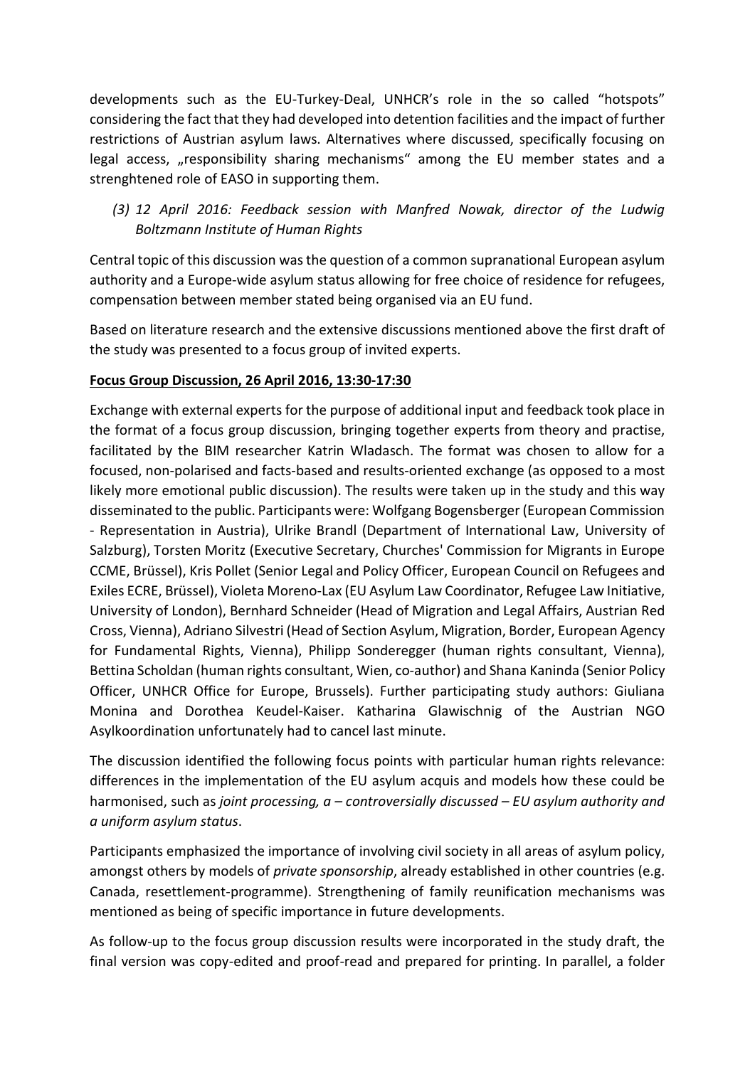developments such as the EU-Turkey-Deal, UNHCR's role in the so called "hotspots" considering the fact that they had developed into detention facilities and the impact of further restrictions of Austrian asylum laws. Alternatives where discussed, specifically focusing on legal access, „responsibility sharing mechanisms" among the EU member states and a strenghtened role of EASO in supporting them.

*(3) 12 April 2016: Feedback session with Manfred Nowak, director of the Ludwig Boltzmann Institute of Human Rights*

Central topic of this discussion was the question of a common supranational European asylum authority and a Europe-wide asylum status allowing for free choice of residence for refugees, compensation between member stated being organised via an EU fund.

Based on literature research and the extensive discussions mentioned above the first draft of the study was presented to a focus group of invited experts.

**Focus Group Discussion, 26 April 2016, 13:30-17:30**

Exchange with external experts for the purpose of additional input and feedback took place in the format of a focus group discussion, bringing together experts from theory and practise, facilitated by the BIM researcher Katrin Wladasch. The format was chosen to allow for a focused, non-polarised and facts-based and results-oriented exchange (as opposed to a most likely more emotional public discussion). The results were taken up in the study and this way disseminated to the public. Participants were: Wolfgang Bogensberger (European Commission - Representation in Austria), Ulrike Brandl (Department of International Law, University of Salzburg), Torsten Moritz (Executive Secretary, Churches' Commission for Migrants in Europe CCME, Brüssel), Kris Pollet (Senior Legal and Policy Officer, European Council on Refugees and Exiles ECRE, Brüssel), Violeta Moreno-Lax (EU Asylum Law Coordinator, Refugee Law Initiative, University of London), Bernhard Schneider (Head of Migration and Legal Affairs, Austrian Red Cross, Vienna), Adriano Silvestri (Head of Section Asylum, Migration, Border, European Agency for Fundamental Rights, Vienna), Philipp Sonderegger (human rights consultant, Vienna), Bettina Scholdan (human rights consultant, Wien, co-author) and Shana Kaninda (Senior Policy Officer, UNHCR Office for Europe, Brussels). Further participating study authors: Giuliana Monina and Dorothea Keudel-Kaiser. Katharina Glawischnig of the Austrian NGO Asylkoordination unfortunately had to cancel last minute.

The discussion identified the following focus points with particular human rights relevance: differences in the implementation of the EU asylum acquis and models how these could be harmonised, such as *joint processing, a – controversially discussed – EU asylum authority and a uniform asylum status*.

Participants emphasized the importance of involving civil society in all areas of asylum policy, amongst others by models of *private sponsorship*, already established in other countries (e.g. Canada, resettlement-programme). Strengthening of family reunification mechanisms was mentioned as being of specific importance in future developments.

As follow-up to the focus group discussion results were incorporated in the study draft, the final version was copy-edited and proof-read and prepared for printing. In parallel, a folder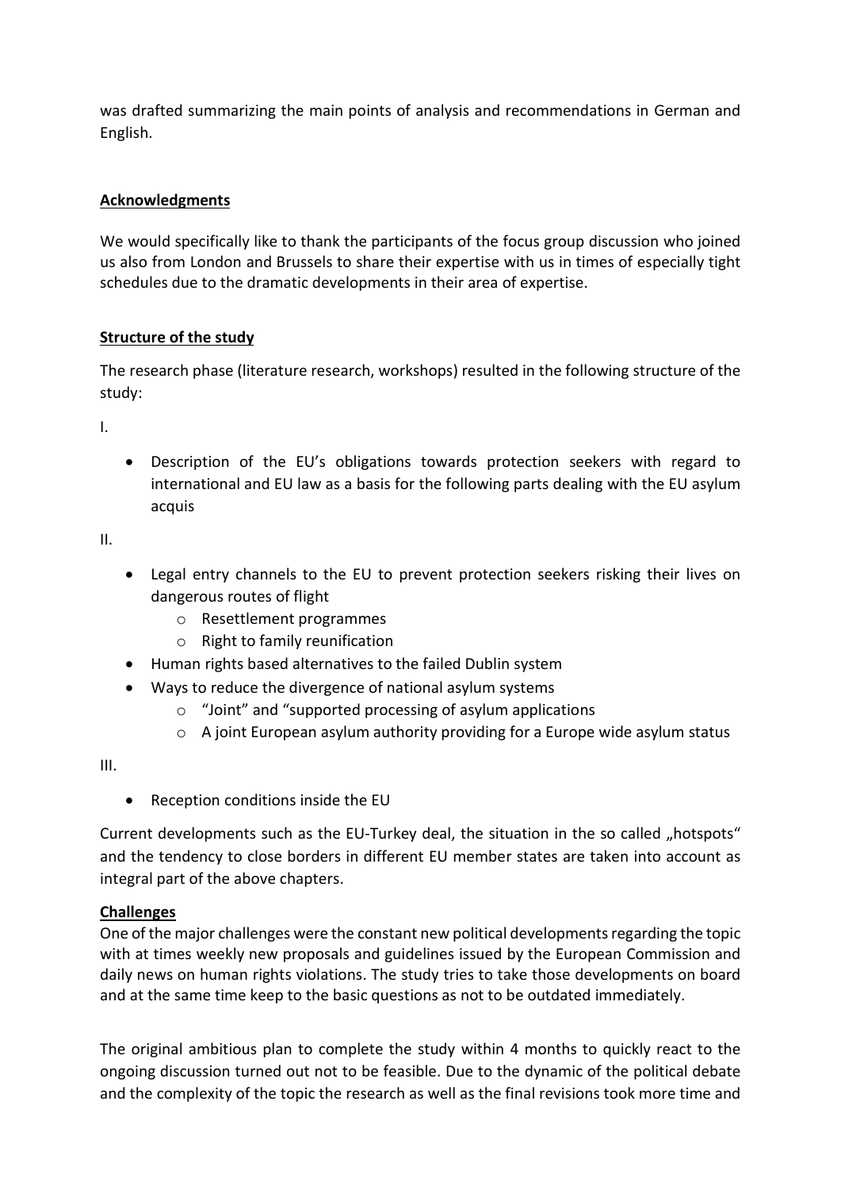was drafted summarizing the main points of analysis and recommendations in German and English.

**Acknowledgments**

We would specifically like to thank the participants of the focus group discussion who joined us also from London and Brussels to share their expertise with us in times of especially tight schedules due to the dramatic developments in their area of expertise.

**Structure of the study**

The research phase (literature research, workshops) resulted in the following structure of the study:

I.

- Description of the EU's obligations towards protection seekers with regard to international and EU law as a basis for the following parts dealing with the EU asylum acquis

II.

- Legal entry channels to the EU to prevent protection seekers risking their lives on dangerous routes of flight
  - Resettlement programmes
  - Right to family reunification
- Human rights based alternatives to the failed Dublin system
- Ways to reduce the divergence of national asylum systems
  - "Joint" and "supported processing of asylum applications
  - A joint European asylum authority providing for a Europe wide asylum status

III.

- Reception conditions inside the EU

Current developments such as the EU-Turkey deal, the situation in the so called „hotspots" and the tendency to close borders in different EU member states are taken into account as integral part of the above chapters.

**Challenges**

One of the major challenges were the constant new political developments regarding the topic with at times weekly new proposals and guidelines issued by the European Commission and daily news on human rights violations. The study tries to take those developments on board and at the same time keep to the basic questions as not to be outdated immediately.

The original ambitious plan to complete the study within 4 months to quickly react to the ongoing discussion turned out not to be feasible. Due to the dynamic of the political debate and the complexity of the topic the research as well as the final revisions took more time and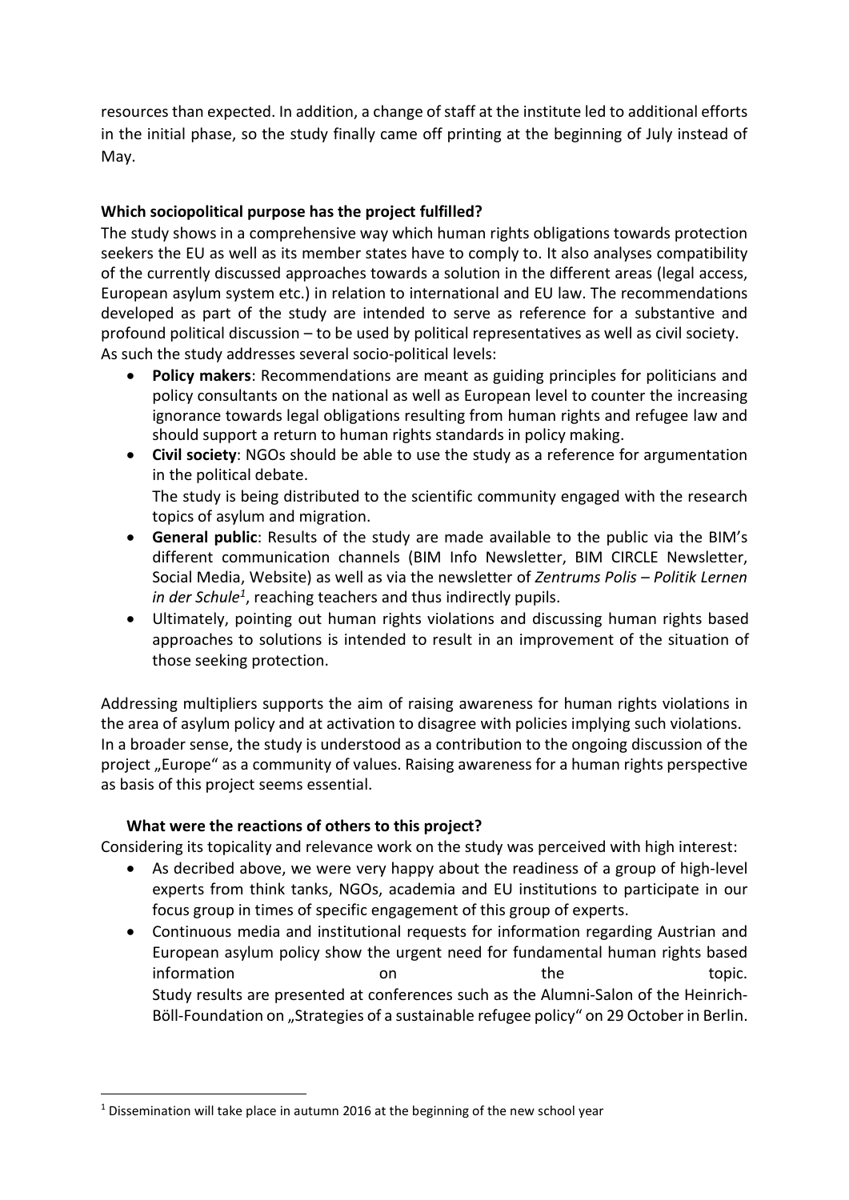resources than expected. In addition, a change of staff at the institute led to additional efforts in the initial phase, so the study finally came off printing at the beginning of July instead of May.

**Which sociopolitical purpose has the project fulfilled?**

The study shows in a comprehensive way which human rights obligations towards protection seekers the EU as well as its member states have to comply to. It also analyses compatibility of the currently discussed approaches towards a solution in the different areas (legal access, European asylum system etc.) in relation to international and EU law. The recommendations developed as part of the study are intended to serve as reference for a substantive and profound political discussion – to be used by political representatives as well as civil society. As such the study addresses several socio-political levels:

- **Policy makers**: Recommendations are meant as guiding principles for politicians and policy consultants on the national as well as European level to counter the increasing ignorance towards legal obligations resulting from human rights and refugee law and should support a return to human rights standards in policy making.
- **Civil society**: NGOs should be able to use the study as a reference for argumentation in the political debate.
  The study is being distributed to the scientific community engaged with the research topics of asylum and migration.
- **General public**: Results of the study are made available to the public via the BIM's different communication channels (BIM Info Newsletter, BIM CIRCLE Newsletter, Social Media, Website) as well as via the newsletter of *Zentrums Polis – Politik Lernen in der Schule*[1], reaching teachers and thus indirectly pupils.
- Ultimately, pointing out human rights violations and discussing human rights based approaches to solutions is intended to result in an improvement of the situation of those seeking protection.

Addressing multipliers supports the aim of raising awareness for human rights violations in the area of asylum policy and at activation to disagree with policies implying such violations. In a broader sense, the study is understood as a contribution to the ongoing discussion of the project „Europe" as a community of values. Raising awareness for a human rights perspective as basis of this project seems essential.

**What were the reactions of others to this project?**

Considering its topicality and relevance work on the study was perceived with high interest:

- As decribed above, we were very happy about the readiness of a group of high-level experts from think tanks, NGOs, academia and EU institutions to participate in our focus group in times of specific engagement of this group of experts.
- Continuous media and institutional requests for information regarding Austrian and European asylum policy show the urgent need for fundamental human rights based information on the topic.
  Study results are presented at conferences such as the Alumni-Salon of the Heinrich-Böll-Foundation on „Strategies of a sustainable refugee policy" on 29 October in Berlin.

[1] Dissemination will take place in autumn 2016 at the beginning of the new school year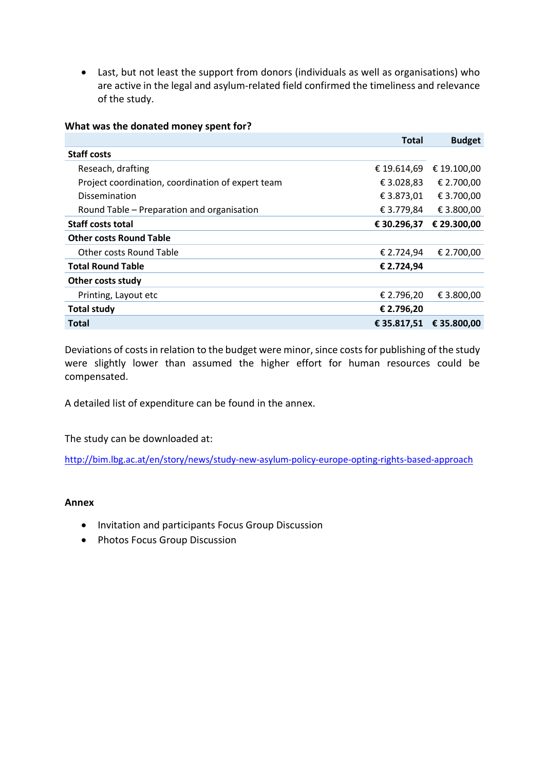- Last, but not least the support from donors (individuals as well as organisations) who are active in the legal and asylum-related field confirmed the timeliness and relevance of the study.

**What was the donated money spent for?**

| | Total | Budget |
|---|---|---|
| **Staff costs** | | |
| Reseach, drafting | € 19.614,69 | € 19.100,00 |
| Project coordination, coordination of expert team | € 3.028,83 | € 2.700,00 |
| Dissemination | € 3.873,01 | € 3.700,00 |
| Round Table – Preparation and organisation | € 3.779,84 | € 3.800,00 |
| **Staff costs total** | **€ 30.296,37** | **€ 29.300,00** |
| **Other costs Round Table** | | |
| Other costs Round Table | € 2.724,94 | € 2.700,00 |
| **Total Round Table** | **€ 2.724,94** | |
| **Other costs study** | | |
| Printing, Layout etc | € 2.796,20 | € 3.800,00 |
| **Total study** | **€ 2.796,20** | |
| **Total** | **€ 35.817,51** | **€ 35.800,00** |

Deviations of costs in relation to the budget were minor, since costs for publishing of the study were slightly lower than assumed the higher effort for human resources could be compensated.

A detailed list of expenditure can be found in the annex.

The study can be downloaded at:

http://bim.lbg.ac.at/en/story/news/study-new-asylum-policy-europe-opting-rights-based-approach

**Annex**

- Invitation and participants Focus Group Discussion
- Photos Focus Group Discussion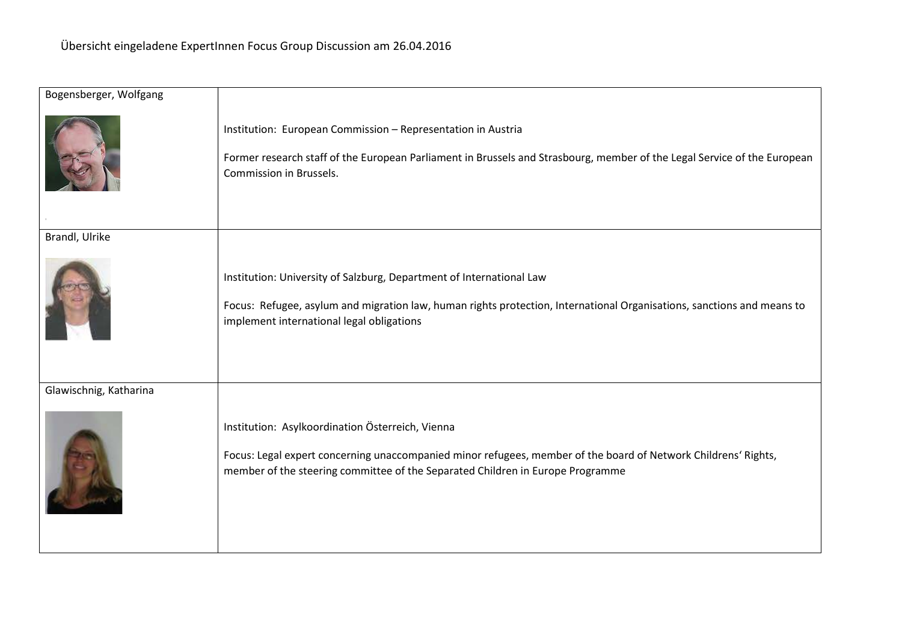Übersicht eingeladene ExpertInnen Focus Group Discussion am 26.04.2016

| Name | Details |
| --- | --- |
| Bogensberger, Wolfgang | Institution: European Commission – Representation in Austria<br><br>Former research staff of the European Parliament in Brussels and Strasbourg, member of the Legal Service of the European Commission in Brussels. |
| Brandl, Ulrike | Institution: University of Salzburg, Department of International Law<br><br>Focus: Refugee, asylum and migration law, human rights protection, International Organisations, sanctions and means to implement international legal obligations |
| Glawischnig, Katharina | Institution: Asylkoordination Österreich, Vienna<br><br>Focus: Legal expert concerning unaccompanied minor refugees, member of the board of Network Childrens' Rights, member of the steering committee of the Separated Children in Europe Programme |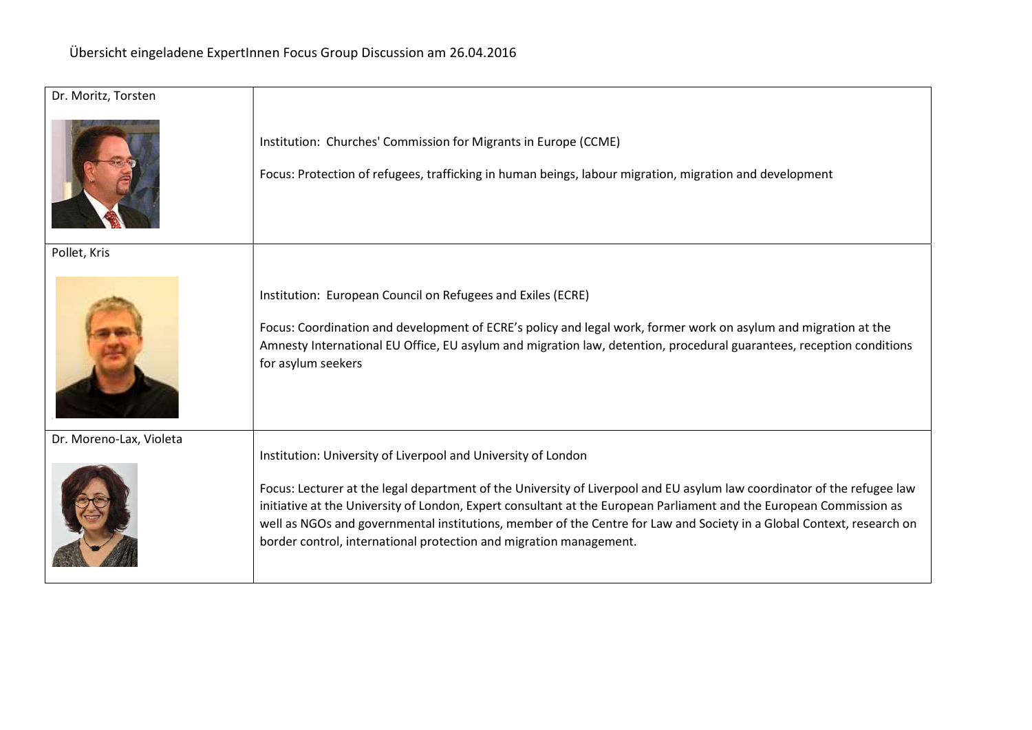Übersicht eingeladene ExpertInnen Focus Group Discussion am 26.04.2016

| | |
|---|---|
| Dr. Moritz, Torsten | Institution: Churches' Commission for Migrants in Europe (CCME)<br><br>Focus: Protection of refugees, trafficking in human beings, labour migration, migration and development |
| Pollet, Kris | Institution: European Council on Refugees and Exiles (ECRE)<br><br>Focus: Coordination and development of ECRE's policy and legal work, former work on asylum and migration at the Amnesty International EU Office, EU asylum and migration law, detention, procedural guarantees, reception conditions for asylum seekers |
| Dr. Moreno-Lax, Violeta | Institution: University of Liverpool and University of London<br><br>Focus: Lecturer at the legal department of the University of Liverpool and EU asylum law coordinator of the refugee law initiative at the University of London, Expert consultant at the European Parliament and the European Commission as well as NGOs and governmental institutions, member of the Centre for Law and Society in a Global Context, research on border control, international protection and migration management. |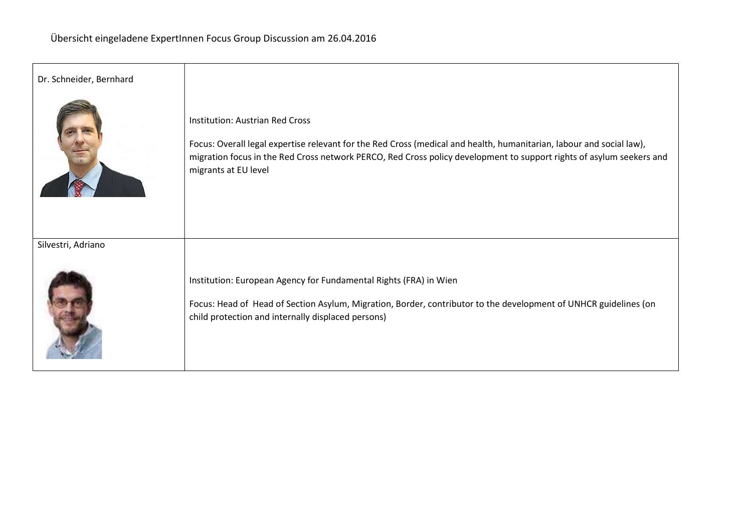Übersicht eingeladene ExpertInnen Focus Group Discussion am 26.04.2016

| | |
|---|---|
| Dr. Schneider, Bernhard | Institution: Austrian Red Cross<br><br>Focus: Overall legal expertise relevant for the Red Cross (medical and health, humanitarian, labour and social law), migration focus in the Red Cross network PERCO, Red Cross policy development to support rights of asylum seekers and migrants at EU level |
| Silvestri, Adriano | Institution: European Agency for Fundamental Rights (FRA) in Wien<br><br>Focus: Head of Head of Section Asylum, Migration, Border, contributor to the development of UNHCR guidelines (on child protection and internally displaced persons) |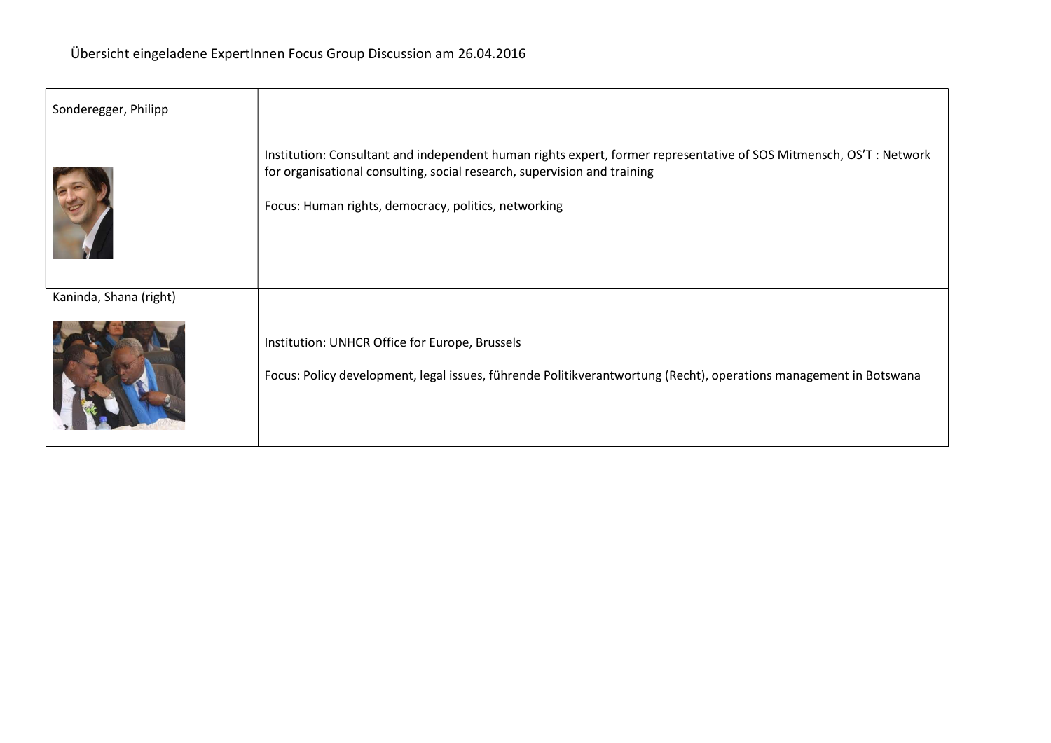Übersicht eingeladene ExpertInnen Focus Group Discussion am 26.04.2016

| | |
|---|---|
| Sonderegger, Philipp | Institution: Consultant and independent human rights expert, former representative of SOS Mitmensch, OS'T : Network for organisational consulting, social research, supervision and training<br><br>Focus: Human rights, democracy, politics, networking |
| Kaninda, Shana (right) | Institution: UNHCR Office for Europe, Brussels<br><br>Focus: Policy development, legal issues, führende Politikverantwortung (Recht), operations management in Botswana |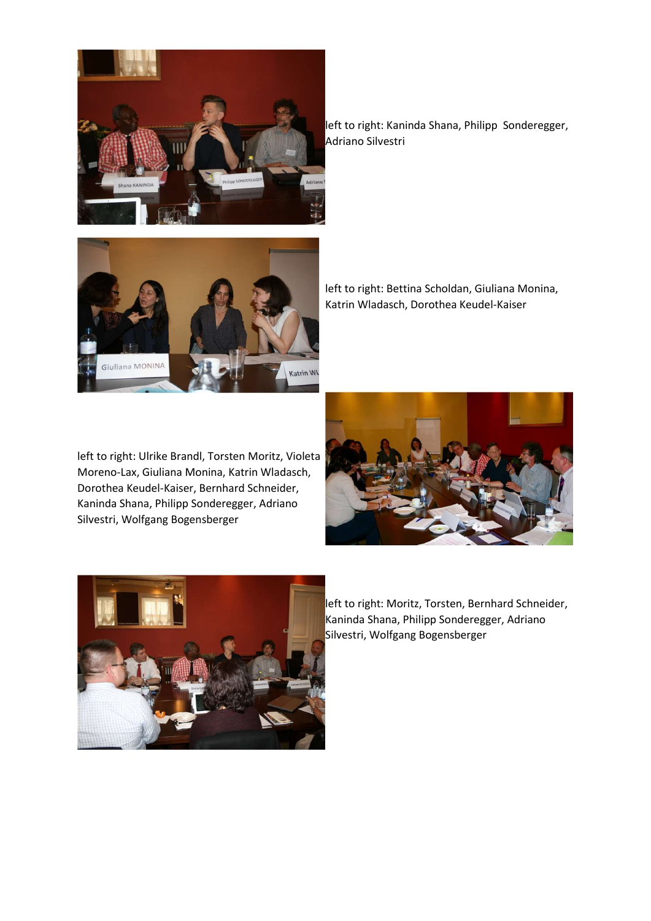left to right: Kaninda Shana, Philipp  Sonderegger, Adriano Silvestri

left to right: Bettina Scholdan, Giuliana Monina, Katrin Wladasch, Dorothea Keudel-Kaiser

left to right: Ulrike Brandl, Torsten Moritz, Violeta Moreno-Lax, Giuliana Monina, Katrin Wladasch, Dorothea Keudel-Kaiser, Bernhard Schneider, Kaninda Shana, Philipp Sonderegger, Adriano Silvestri, Wolfgang Bogensberger

left to right: Moritz, Torsten, Bernhard Schneider, Kaninda Shana, Philipp Sonderegger, Adriano Silvestri, Wolfgang Bogensberger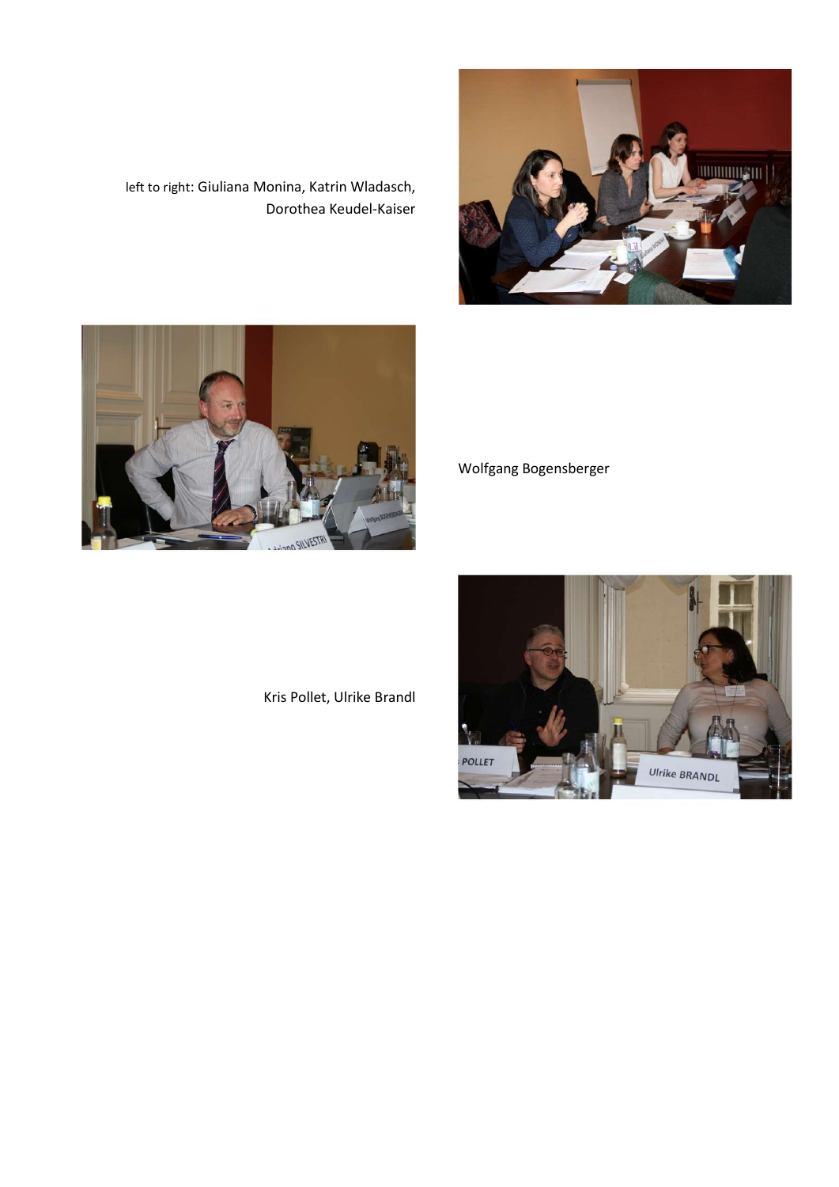left to right: Giuliana Monina, Katrin Wladasch, Dorothea Keudel-Kaiser

Wolfgang Bogensberger

Kris Pollet, Ulrike Brandl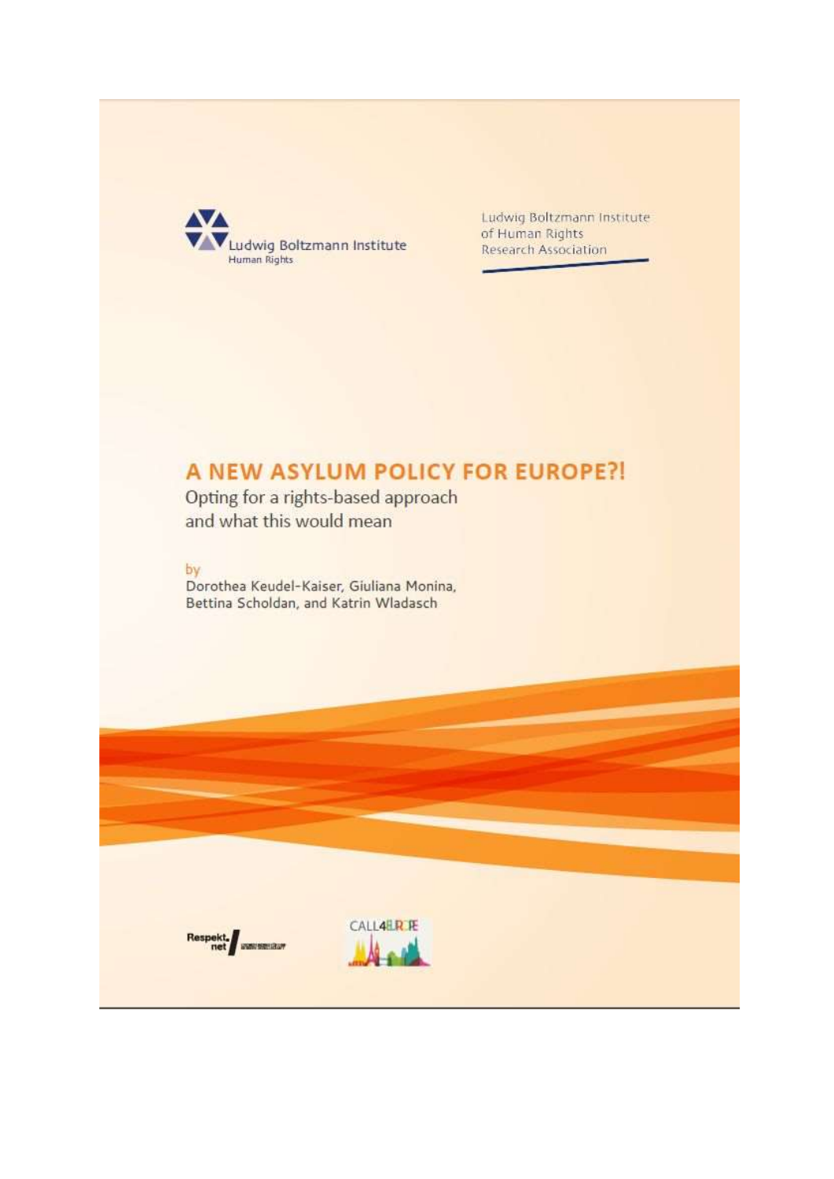Ludwig Boltzmann Institute
Human Rights

Ludwig Boltzmann Institute
of Human Rights
Research Association

# A NEW ASYLUM POLICY FOR EUROPE?!

Opting for a rights-based approach
and what this would mean

by
Dorothea Keudel-Kaiser, Giuliana Monina,
Bettina Scholdan, and Katrin Wladasch

Respekt.net

CALL4EUROPE